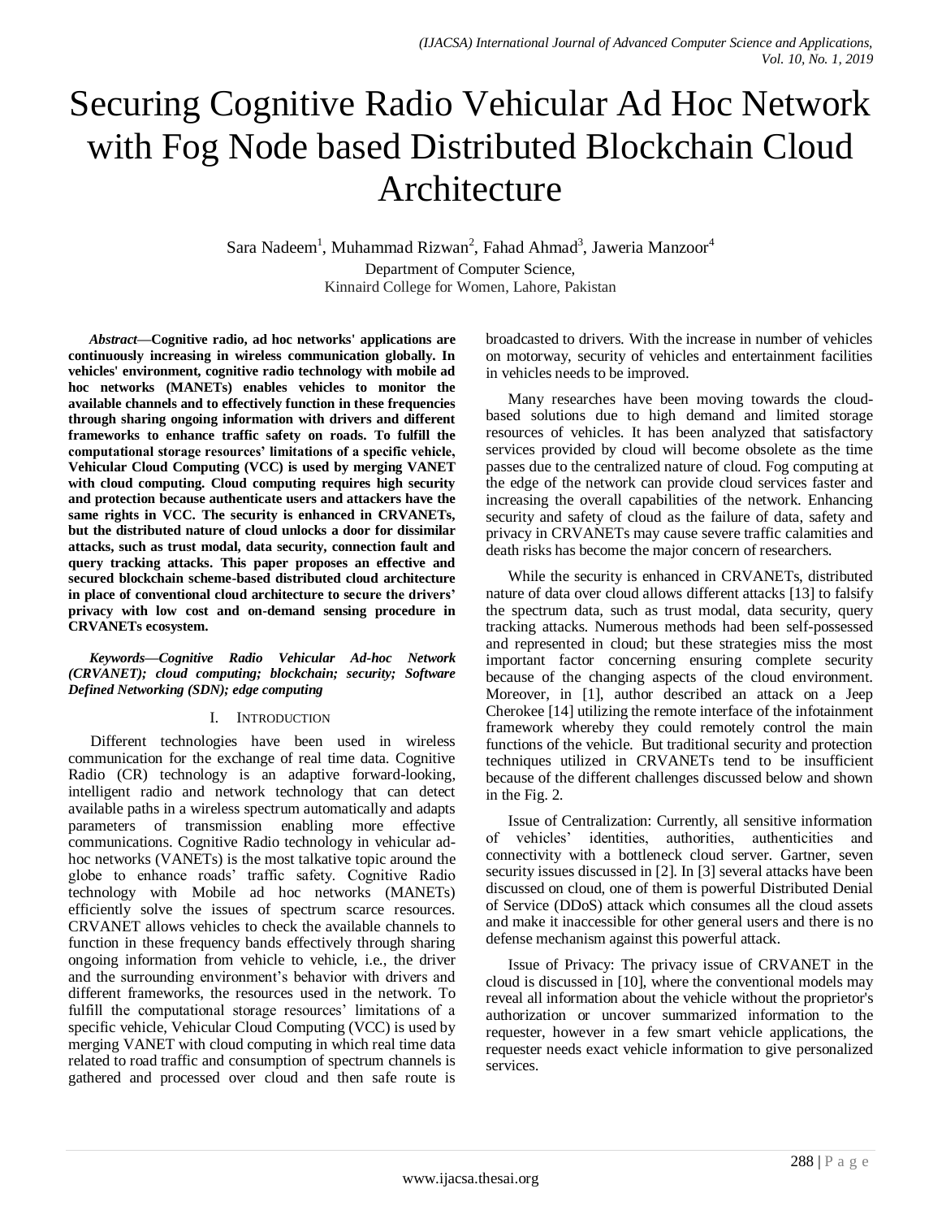# Securing Cognitive Radio Vehicular Ad Hoc Network with Fog Node based Distributed Blockchain Cloud Architecture

Sara Nadeem[1], Muhammad Rizwan[2], Fahad Ahmad[3], Jaweria Manzoor[4]

Department of Computer Science,
Kinnaird College for Women, Lahore, Pakistan

***Abstract*—Cognitive radio, ad hoc networks' applications are continuously increasing in wireless communication globally. In vehicles' environment, cognitive radio technology with mobile ad hoc networks (MANETs) enables vehicles to monitor the available channels and to effectively function in these frequencies through sharing ongoing information with drivers and different frameworks to enhance traffic safety on roads. To fulfill the computational storage resources' limitations of a specific vehicle, Vehicular Cloud Computing (VCC) is used by merging VANET with cloud computing. Cloud computing requires high security and protection because authenticate users and attackers have the same rights in VCC. The security is enhanced in CRVANETs, but the distributed nature of cloud unlocks a door for dissimilar attacks, such as trust modal, data security, connection fault and query tracking attacks. This paper proposes an effective and secured blockchain scheme-based distributed cloud architecture in place of conventional cloud architecture to secure the drivers' privacy with low cost and on-demand sensing procedure in CRVANETs ecosystem.**

***Keywords*—*Cognitive Radio Vehicular Ad-hoc Network (CRVANET); cloud computing; blockchain; security; Software Defined Networking (SDN); edge computing***

## I. Introduction

Different technologies have been used in wireless communication for the exchange of real time data. Cognitive Radio (CR) technology is an adaptive forward-looking, intelligent radio and network technology that can detect available paths in a wireless spectrum automatically and adapts parameters of transmission enabling more effective communications. Cognitive Radio technology in vehicular ad-hoc networks (VANETs) is the most talkative topic around the globe to enhance roads' traffic safety. Cognitive Radio technology with Mobile ad hoc networks (MANETs) efficiently solve the issues of spectrum scarce resources. CRVANET allows vehicles to check the available channels to function in these frequency bands effectively through sharing ongoing information from vehicle to vehicle, i.e., the driver and the surrounding environment's behavior with drivers and different frameworks, the resources used in the network. To fulfill the computational storage resources' limitations of a specific vehicle, Vehicular Cloud Computing (VCC) is used by merging VANET with cloud computing in which real time data related to road traffic and consumption of spectrum channels is gathered and processed over cloud and then safe route is broadcasted to drivers. With the increase in number of vehicles on motorway, security of vehicles and entertainment facilities in vehicles needs to be improved.

Many researches have been moving towards the cloud-based solutions due to high demand and limited storage resources of vehicles. It has been analyzed that satisfactory services provided by cloud will become obsolete as the time passes due to the centralized nature of cloud. Fog computing at the edge of the network can provide cloud services faster and increasing the overall capabilities of the network. Enhancing security and safety of cloud as the failure of data, safety and privacy in CRVANETs may cause severe traffic calamities and death risks has become the major concern of researchers.

While the security is enhanced in CRVANETs, distributed nature of data over cloud allows different attacks [13] to falsify the spectrum data, such as trust modal, data security, query tracking attacks. Numerous methods had been self-possessed and represented in cloud; but these strategies miss the most important factor concerning ensuring complete security because of the changing aspects of the cloud environment. Moreover, in [1], author described an attack on a Jeep Cherokee [14] utilizing the remote interface of the infotainment framework whereby they could remotely control the main functions of the vehicle. But traditional security and protection techniques utilized in CRVANETs tend to be insufficient because of the different challenges discussed below and shown in the Fig. 2.

Issue of Centralization: Currently, all sensitive information of vehicles' identities, authorities, authenticities and connectivity with a bottleneck cloud server. Gartner, seven security issues discussed in [2]. In [3] several attacks have been discussed on cloud, one of them is powerful Distributed Denial of Service (DDoS) attack which consumes all the cloud assets and make it inaccessible for other general users and there is no defense mechanism against this powerful attack.

Issue of Privacy: The privacy issue of CRVANET in the cloud is discussed in [10], where the conventional models may reveal all information about the vehicle without the proprietor's authorization or uncover summarized information to the requester, however in a few smart vehicle applications, the requester needs exact vehicle information to give personalized services.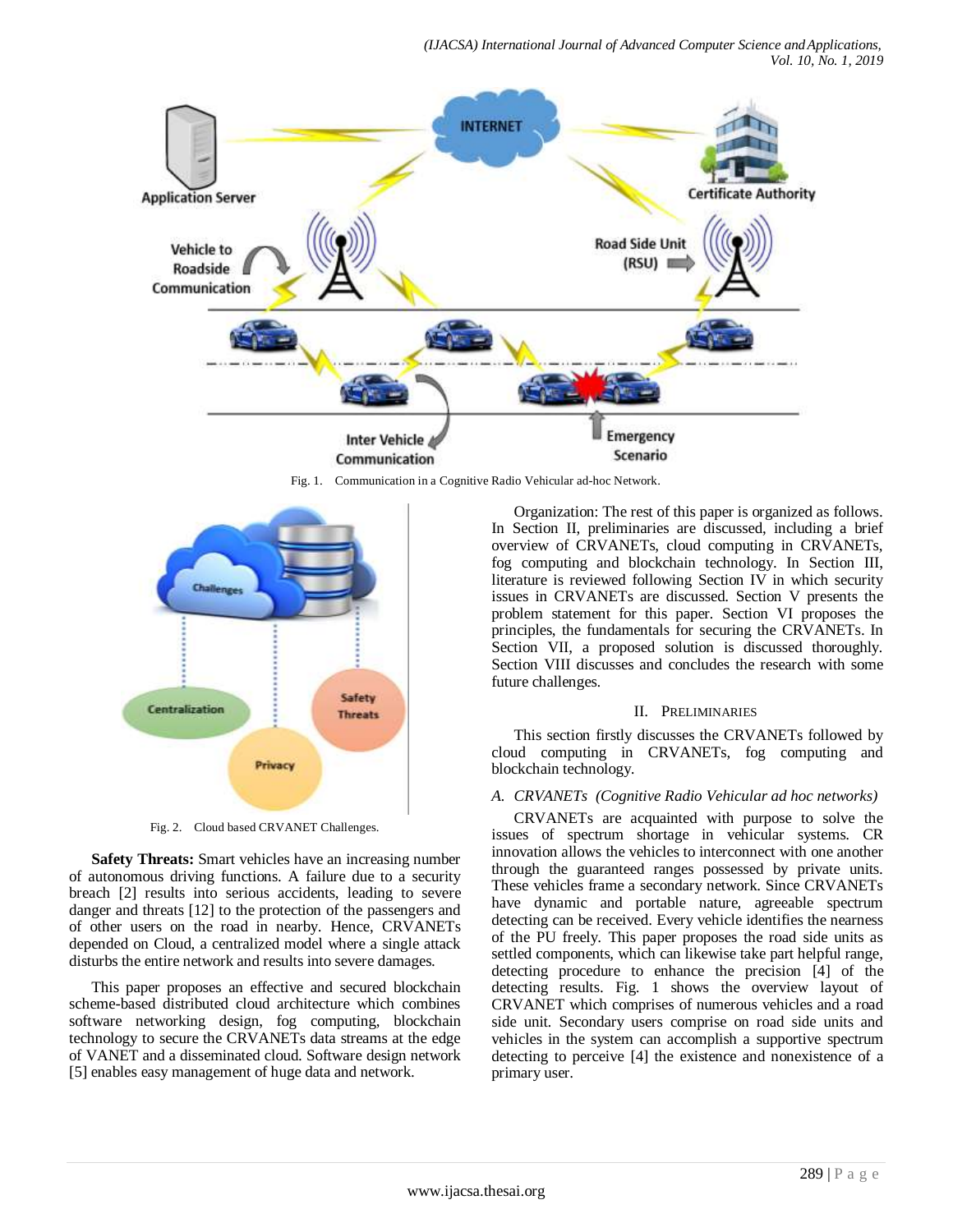Fig. 1. Communication in a Cognitive Radio Vehicular ad-hoc Network.

Fig. 2. Cloud based CRVANET Challenges.

**Safety Threats:** Smart vehicles have an increasing number of autonomous driving functions. A failure due to a security breach [2] results into serious accidents, leading to severe danger and threats [12] to the protection of the passengers and of other users on the road in nearby. Hence, CRVANETs depended on Cloud, a centralized model where a single attack disturbs the entire network and results into severe damages.

This paper proposes an effective and secured blockchain scheme-based distributed cloud architecture which combines software networking design, fog computing, blockchain technology to secure the CRVANETs data streams at the edge of VANET and a disseminated cloud. Software design network [5] enables easy management of huge data and network.

Organization: The rest of this paper is organized as follows. In Section II, preliminaries are discussed, including a brief overview of CRVANETs, cloud computing in CRVANETs, fog computing and blockchain technology. In Section III, literature is reviewed following Section IV in which security issues in CRVANETs are discussed. Section V presents the problem statement for this paper. Section VI proposes the principles, the fundamentals for securing the CRVANETs. In Section VII, a proposed solution is discussed thoroughly. Section VIII discusses and concludes the research with some future challenges.

## II. Preliminaries

This section firstly discusses the CRVANETs followed by cloud computing in CRVANETs, fog computing and blockchain technology.

### *A. CRVANETs (Cognitive Radio Vehicular ad hoc networks)*

CRVANETs are acquainted with purpose to solve the issues of spectrum shortage in vehicular systems. CR innovation allows the vehicles to interconnect with one another through the guaranteed ranges possessed by private units. These vehicles frame a secondary network. Since CRVANETs have dynamic and portable nature, agreeable spectrum detecting can be received. Every vehicle identifies the nearness of the PU freely. This paper proposes the road side units as settled components, which can likewise take part helpful range, detecting procedure to enhance the precision [4] of the detecting results. Fig. 1 shows the overview layout of CRVANET which comprises of numerous vehicles and a road side unit. Secondary users comprise on road side units and vehicles in the system can accomplish a supportive spectrum detecting to perceive [4] the existence and nonexistence of a primary user.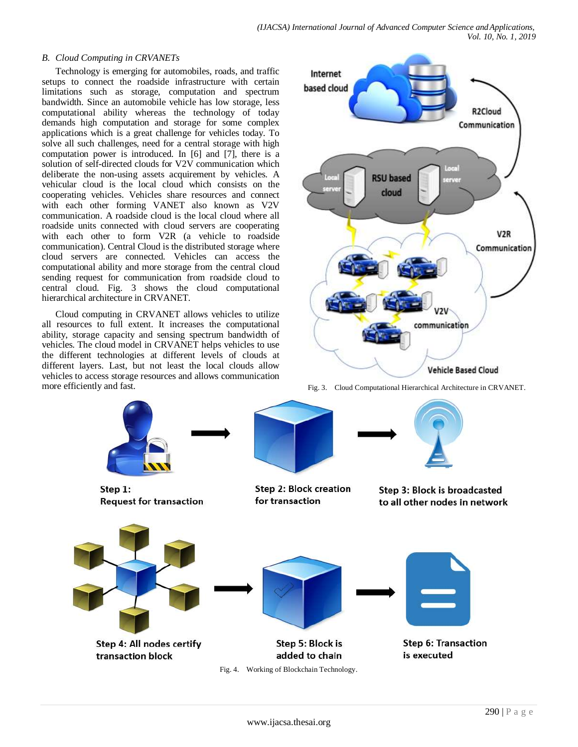### B. Cloud Computing in CRVANETs

Technology is emerging for automobiles, roads, and traffic setups to connect the roadside infrastructure with certain limitations such as storage, computation and spectrum bandwidth. Since an automobile vehicle has low storage, less computational ability whereas the technology of today demands high computation and storage for some complex applications which is a great challenge for vehicles today. To solve all such challenges, need for a central storage with high computation power is introduced. In [6] and [7], there is a solution of self-directed clouds for V2V communication which deliberate the non-using assets acquirement by vehicles. A vehicular cloud is the local cloud which consists on the cooperating vehicles. Vehicles share resources and connect with each other forming VANET also known as V2V communication. A roadside cloud is the local cloud where all roadside units connected with cloud servers are cooperating with each other to form V2R (a vehicle to roadside communication). Central Cloud is the distributed storage where cloud servers are connected. Vehicles can access the computational ability and more storage from the central cloud sending request for communication from roadside cloud to central cloud. Fig. 3 shows the cloud computational hierarchical architecture in CRVANET.

Cloud computing in CRVANET allows vehicles to utilize all resources to full extent. It increases the computational ability, storage capacity and sensing spectrum bandwidth of vehicles. The cloud model in CRVANET helps vehicles to use the different technologies at different levels of clouds at different layers. Last, but not least the local clouds allow vehicles to access storage resources and allows communication more efficiently and fast.

Fig. 3. Cloud Computational Hierarchical Architecture in CRVANET.

Fig. 4. Working of Blockchain Technology.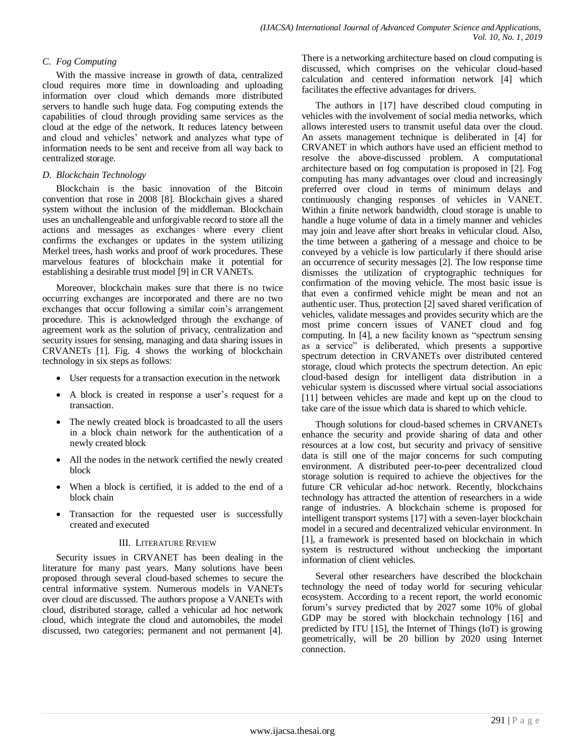### C. Fog Computing

With the massive increase in growth of data, centralized cloud requires more time in downloading and uploading information over cloud which demands more distributed servers to handle such huge data. Fog computing extends the capabilities of cloud through providing same services as the cloud at the edge of the network. It reduces latency between and cloud and vehicles' network and analyzes what type of information needs to be sent and receive from all way back to centralized storage.

### D. Blockchain Technology

Blockchain is the basic innovation of the Bitcoin convention that rose in 2008 [8]. Blockchain gives a shared system without the inclusion of the middleman. Blockchain uses an unchallengeable and unforgivable record to store all the actions and messages as exchanges where every client confirms the exchanges or updates in the system utilizing Merkel trees, hash works and proof of work procedures. These marvelous features of blockchain make it potential for establishing a desirable trust model [9] in CR VANETs.

Moreover, blockchain makes sure that there is no twice occurring exchanges are incorporated and there are no two exchanges that occur following a similar coin's arrangement procedure. This is acknowledged through the exchange of agreement work as the solution of privacy, centralization and security issues for sensing, managing and data sharing issues in CRVANETs [1]. Fig. 4 shows the working of blockchain technology in six steps as follows:

- User requests for a transaction execution in the network
- A block is created in response a user's request for a transaction.
- The newly created block is broadcasted to all the users in a block chain network for the authentication of a newly created block
- All the nodes in the network certified the newly created block
- When a block is certified, it is added to the end of a block chain
- Transaction for the requested user is successfully created and executed

## III. Literature Review

Security issues in CRVANET has been dealing in the literature for many past years. Many solutions have been proposed through several cloud-based schemes to secure the central informative system. Numerous models in VANETs over cloud are discussed. The authors propose a VANETs with cloud, distributed storage, called a vehicular ad hoc network cloud, which integrate the cloud and automobiles, the model discussed, two categories; permanent and not permanent [4]. There is a networking architecture based on cloud computing is discussed, which comprises on the vehicular cloud-based calculation and centered information network [4] which facilitates the effective advantages for drivers.

The authors in [17] have described cloud computing in vehicles with the involvement of social media networks, which allows interested users to transmit useful data over the cloud. An assets management technique is deliberated in [4] for CRVANET in which authors have used an efficient method to resolve the above-discussed problem. A computational architecture based on fog computation is proposed in [2]. Fog computing has many advantages over cloud and increasingly preferred over cloud in terms of minimum delays and continuously changing responses of vehicles in VANET. Within a finite network bandwidth, cloud storage is unable to handle a huge volume of data in a timely manner and vehicles may join and leave after short breaks in vehicular cloud. Also, the time between a gathering of a message and choice to be conveyed by a vehicle is low particularly if there should arise an occurrence of security messages [2]. The low response time dismisses the utilization of cryptographic techniques for confirmation of the moving vehicle. The most basic issue is that even a confirmed vehicle might be mean and not an authentic user. Thus, protection [2] saved shared verification of vehicles, validate messages and provides security which are the most prime concern issues of VANET cloud and fog computing. In [4], a new facility known as "spectrum sensing as a service" is deliberated, which presents a supportive spectrum detection in CRVANETs over distributed centered storage, cloud which protects the spectrum detection. An epic cloud-based design for intelligent data distribution in a vehicular system is discussed where virtual social associations [11] between vehicles are made and kept up on the cloud to take care of the issue which data is shared to which vehicle.

Though solutions for cloud-based schemes in CRVANETs enhance the security and provide sharing of data and other resources at a low cost, but security and privacy of sensitive data is still one of the major concerns for such computing environment. A distributed peer-to-peer decentralized cloud storage solution is required to achieve the objectives for the future CR vehicular ad-hoc network. Recently, blockchains technology has attracted the attention of researchers in a wide range of industries. A blockchain scheme is proposed for intelligent transport systems [17] with a seven-layer blockchain model in a secured and decentralized vehicular environment. In [1], a framework is presented based on blockchain in which system is restructured without unchecking the important information of client vehicles.

Several other researchers have described the blockchain technology the need of today world for securing vehicular ecosystem. According to a recent report, the world economic forum's survey predicted that by 2027 some 10% of global GDP may be stored with blockchain technology [16] and predicted by ITU [15], the Internet of Things (IoT) is growing geometrically, will be 20 billion by 2020 using Internet connection.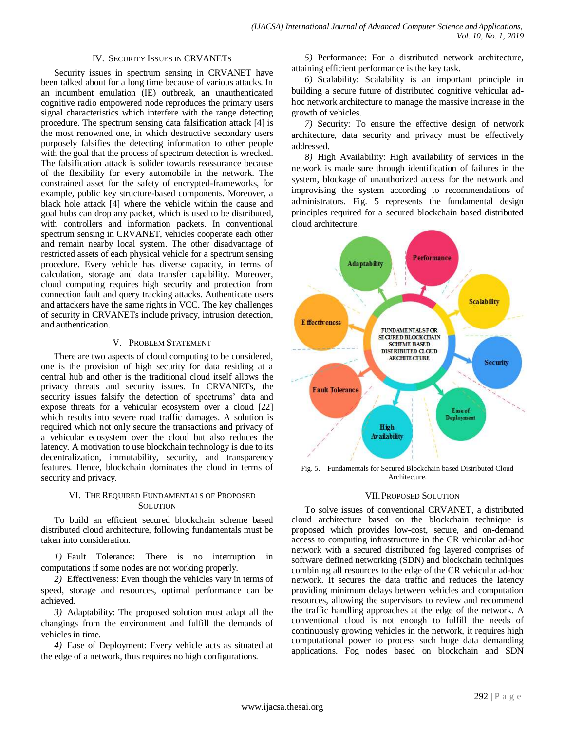## IV. Security Issues in CRVANETs

Security issues in spectrum sensing in CRVANET have been talked about for a long time because of various attacks. In an incumbent emulation (IE) outbreak, an unauthenticated cognitive radio empowered node reproduces the primary users signal characteristics which interfere with the range detecting procedure. The spectrum sensing data falsification attack [4] is the most renowned one, in which destructive secondary users purposely falsifies the detecting information to other people with the goal that the process of spectrum detection is wrecked. The falsification attack is solider towards reassurance because of the flexibility for every automobile in the network. The constrained asset for the safety of encrypted-frameworks, for example, public key structure-based components. Moreover, a black hole attack [4] where the vehicle within the cause and goal hubs can drop any packet, which is used to be distributed, with controllers and information packets. In conventional spectrum sensing in CRVANET, vehicles cooperate each other and remain nearby local system. The other disadvantage of restricted assets of each physical vehicle for a spectrum sensing procedure. Every vehicle has diverse capacity, in terms of calculation, storage and data transfer capability. Moreover, cloud computing requires high security and protection from connection fault and query tracking attacks. Authenticate users and attackers have the same rights in VCC. The key challenges of security in CRVANETs include privacy, intrusion detection, and authentication.

## V. Problem Statement

There are two aspects of cloud computing to be considered, one is the provision of high security for data residing at a central hub and other is the traditional cloud itself allows the privacy threats and security issues. In CRVANETs, the security issues falsify the detection of spectrums' data and expose threats for a vehicular ecosystem over a cloud [22] which results into severe road traffic damages. A solution is required which not only secure the transactions and privacy of a vehicular ecosystem over the cloud but also reduces the latency. A motivation to use blockchain technology is due to its decentralization, immutability, security, and transparency features. Hence, blockchain dominates the cloud in terms of security and privacy.

## VI. The Required Fundamentals of Proposed Solution

To build an efficient secured blockchain scheme based distributed cloud architecture, following fundamentals must be taken into consideration.

*1)* Fault Tolerance: There is no interruption in computations if some nodes are not working properly.

*2)* Effectiveness: Even though the vehicles vary in terms of speed, storage and resources, optimal performance can be achieved.

*3)* Adaptability: The proposed solution must adapt all the changings from the environment and fulfill the demands of vehicles in time.

*4)* Ease of Deployment: Every vehicle acts as situated at the edge of a network, thus requires no high configurations.

*5)* Performance: For a distributed network architecture, attaining efficient performance is the key task.

*6)* Scalability: Scalability is an important principle in building a secure future of distributed cognitive vehicular ad-hoc network architecture to manage the massive increase in the growth of vehicles.

*7)* Security: To ensure the effective design of network architecture, data security and privacy must be effectively addressed.

*8)* High Availability: High availability of services in the network is made sure through identification of failures in the system, blockage of unauthorized access for the network and improvising the system according to recommendations of administrators. Fig. 5 represents the fundamental design principles required for a secured blockchain based distributed cloud architecture.

Fig. 5. Fundamentals for Secured Blockchain based Distributed Cloud Architecture.

## VII. Proposed Solution

To solve issues of conventional CRVANET, a distributed cloud architecture based on the blockchain technique is proposed which provides low-cost, secure, and on-demand access to computing infrastructure in the CR vehicular ad-hoc network with a secured distributed fog layered comprises of software defined networking (SDN) and blockchain techniques combining all resources to the edge of the CR vehicular ad-hoc network. It secures the data traffic and reduces the latency providing minimum delays between vehicles and computation resources, allowing the supervisors to review and recommend the traffic handling approaches at the edge of the network. A conventional cloud is not enough to fulfill the needs of continuously growing vehicles in the network, it requires high computational power to process such huge data demanding applications. Fog nodes based on blockchain and SDN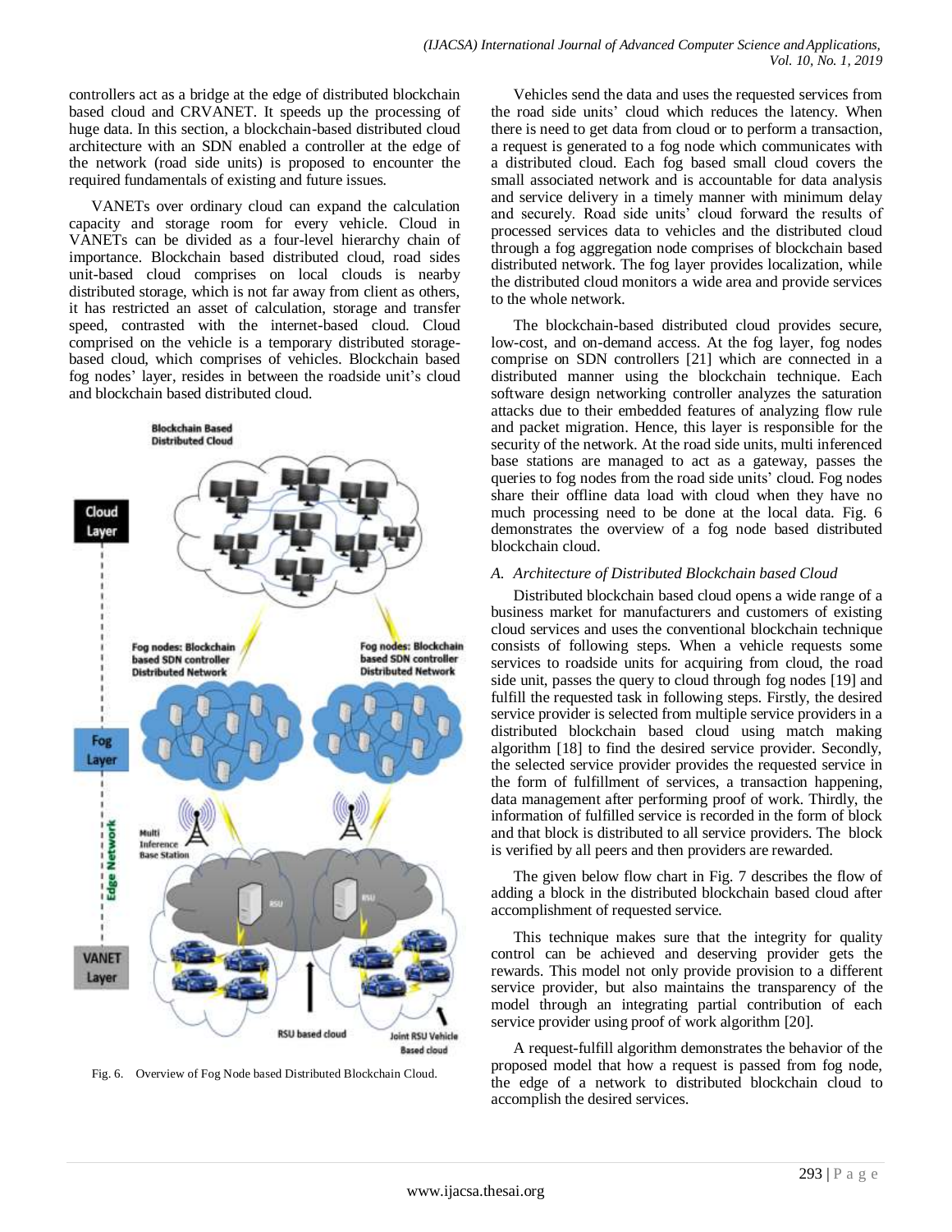controllers act as a bridge at the edge of distributed blockchain based cloud and CRVANET. It speeds up the processing of huge data. In this section, a blockchain-based distributed cloud architecture with an SDN enabled a controller at the edge of the network (road side units) is proposed to encounter the required fundamentals of existing and future issues.

VANETs over ordinary cloud can expand the calculation capacity and storage room for every vehicle. Cloud in VANETs can be divided as a four-level hierarchy chain of importance. Blockchain based distributed cloud, road sides unit-based cloud comprises on local clouds is nearby distributed storage, which is not far away from client as others, it has restricted an asset of calculation, storage and transfer speed, contrasted with the internet-based cloud. Cloud comprised on the vehicle is a temporary distributed storage-based cloud, which comprises of vehicles. Blockchain based fog nodes' layer, resides in between the roadside unit's cloud and blockchain based distributed cloud.

Fig. 6. Overview of Fog Node based Distributed Blockchain Cloud.

Vehicles send the data and uses the requested services from the road side units' cloud which reduces the latency. When there is need to get data from cloud or to perform a transaction, a request is generated to a fog node which communicates with a distributed cloud. Each fog based small cloud covers the small associated network and is accountable for data analysis and service delivery in a timely manner with minimum delay and securely. Road side units' cloud forward the results of processed services data to vehicles and the distributed cloud through a fog aggregation node comprises of blockchain based distributed network. The fog layer provides localization, while the distributed cloud monitors a wide area and provide services to the whole network.

The blockchain-based distributed cloud provides secure, low-cost, and on-demand access. At the fog layer, fog nodes comprise on SDN controllers [21] which are connected in a distributed manner using the blockchain technique. Each software design networking controller analyzes the saturation attacks due to their embedded features of analyzing flow rule and packet migration. Hence, this layer is responsible for the security of the network. At the road side units, multi inferenced base stations are managed to act as a gateway, passes the queries to fog nodes from the road side units' cloud. Fog nodes share their offline data load with cloud when they have no much processing need to be done at the local data. Fig. 6 demonstrates the overview of a fog node based distributed blockchain cloud.

### *A. Architecture of Distributed Blockchain based Cloud*

Distributed blockchain based cloud opens a wide range of a business market for manufacturers and customers of existing cloud services and uses the conventional blockchain technique consists of following steps. When a vehicle requests some services to roadside units for acquiring from cloud, the road side unit, passes the query to cloud through fog nodes [19] and fulfill the requested task in following steps. Firstly, the desired service provider is selected from multiple service providers in a distributed blockchain based cloud using match making algorithm [18] to find the desired service provider. Secondly, the selected service provider provides the requested service in the form of fulfillment of services, a transaction happening, data management after performing proof of work. Thirdly, the information of fulfilled service is recorded in the form of block and that block is distributed to all service providers. The block is verified by all peers and then providers are rewarded.

The given below flow chart in Fig. 7 describes the flow of adding a block in the distributed blockchain based cloud after accomplishment of requested service.

This technique makes sure that the integrity for quality control can be achieved and deserving provider gets the rewards. This model not only provide provision to a different service provider, but also maintains the transparency of the model through an integrating partial contribution of each service provider using proof of work algorithm [20].

A request-fulfill algorithm demonstrates the behavior of the proposed model that how a request is passed from fog node, the edge of a network to distributed blockchain cloud to accomplish the desired services.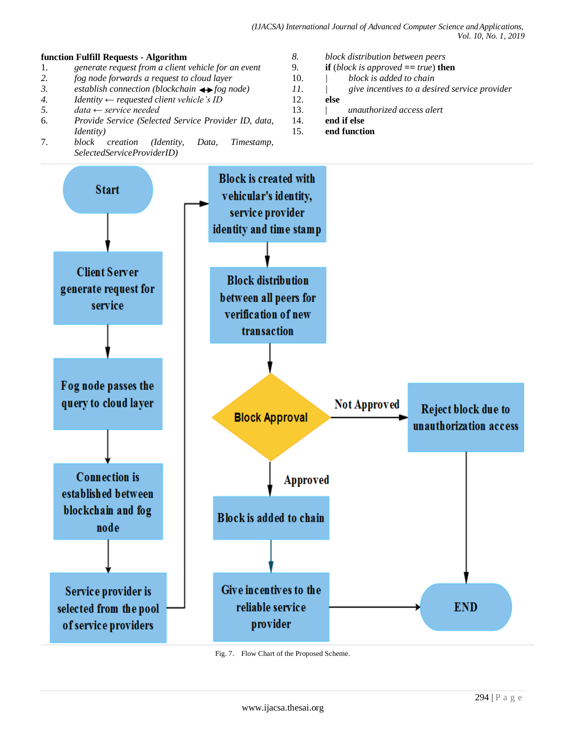**function Fulfill Requests - Algorithm**

1. *generate request from a client vehicle for an event*
2. *fog node forwards a request to cloud layer*
3. *establish connection (blockchain ↔ fog node)*
4. *Identity ← requested client vehicle's ID*
5. *data ← service needed*
6. *Provide Service (Selected Service Provider ID, data, Identity)*
7. *block creation (Identity, Data, Timestamp, SelectedServiceProviderID)*
8. *block distribution between peers*
9. **if** (*block is approved* == *true*) **then**
10. | *block is added to chain*
11. | *give incentives to a desired service provider*
12. **else**
13. | *unauthorized access alert*
14. **end if else**
15. **end function**

Fig. 7. Flow Chart of the Proposed Scheme.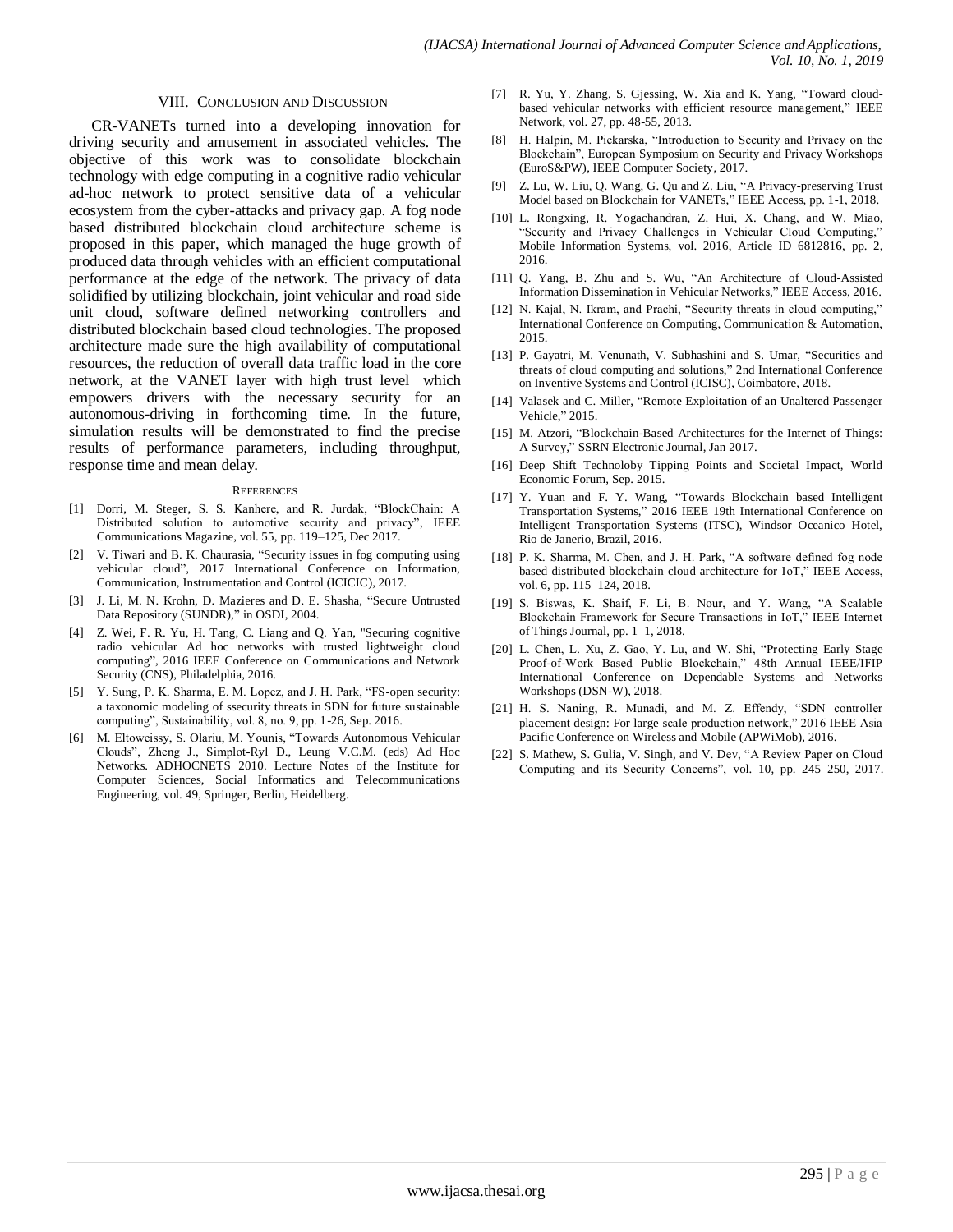## VIII. Conclusion and Discussion

CR-VANETs turned into a developing innovation for driving security and amusement in associated vehicles. The objective of this work was to consolidate blockchain technology with edge computing in a cognitive radio vehicular ad-hoc network to protect sensitive data of a vehicular ecosystem from the cyber-attacks and privacy gap. A fog node based distributed blockchain cloud architecture scheme is proposed in this paper, which managed the huge growth of produced data through vehicles with an efficient computational performance at the edge of the network. The privacy of data solidified by utilizing blockchain, joint vehicular and road side unit cloud, software defined networking controllers and distributed blockchain based cloud technologies. The proposed architecture made sure the high availability of computational resources, the reduction of overall data traffic load in the core network, at the VANET layer with high trust level which empowers drivers with the necessary security for an autonomous-driving in forthcoming time. In the future, simulation results will be demonstrated to find the precise results of performance parameters, including throughput, response time and mean delay.

## References

[1] Dorri, M. Steger, S. S. Kanhere, and R. Jurdak, "BlockChain: A Distributed solution to automotive security and privacy", IEEE Communications Magazine, vol. 55, pp. 119–125, Dec 2017.

[2] V. Tiwari and B. K. Chaurasia, "Security issues in fog computing using vehicular cloud", 2017 International Conference on Information, Communication, Instrumentation and Control (ICICIC), 2017.

[3] J. Li, M. N. Krohn, D. Mazieres and D. E. Shasha, "Secure Untrusted Data Repository (SUNDR)," in OSDI, 2004.

[4] Z. Wei, F. R. Yu, H. Tang, C. Liang and Q. Yan, "Securing cognitive radio vehicular Ad hoc networks with trusted lightweight cloud computing", 2016 IEEE Conference on Communications and Network Security (CNS), Philadelphia, 2016.

[5] Y. Sung, P. K. Sharma, E. M. Lopez, and J. H. Park, "FS-open security: a taxonomic modeling of ssecurity threats in SDN for future sustainable computing", Sustainability, vol. 8, no. 9, pp. 1-26, Sep. 2016.

[6] M. Eltoweissy, S. Olariu, M. Younis, "Towards Autonomous Vehicular Clouds", Zheng J., Simplot-Ryl D., Leung V.C.M. (eds) Ad Hoc Networks. ADHOCNETS 2010. Lecture Notes of the Institute for Computer Sciences, Social Informatics and Telecommunications Engineering, vol. 49, Springer, Berlin, Heidelberg.

[7] R. Yu, Y. Zhang, S. Gjessing, W. Xia and K. Yang, "Toward cloud-based vehicular networks with efficient resource management," IEEE Network, vol. 27, pp. 48-55, 2013.

[8] H. Halpin, M. Piekarska, "Introduction to Security and Privacy on the Blockchain", European Symposium on Security and Privacy Workshops (EuroS&PW), IEEE Computer Society, 2017.

[9] Z. Lu, W. Liu, Q. Wang, G. Qu and Z. Liu, "A Privacy-preserving Trust Model based on Blockchain for VANETs," IEEE Access, pp. 1-1, 2018.

[10] L. Rongxing, R. Yogachandran, Z. Hui, X. Chang, and W. Miao, "Security and Privacy Challenges in Vehicular Cloud Computing," Mobile Information Systems, vol. 2016, Article ID 6812816, pp. 2, 2016.

[11] Q. Yang, B. Zhu and S. Wu, "An Architecture of Cloud-Assisted Information Dissemination in Vehicular Networks," IEEE Access, 2016.

[12] N. Kajal, N. Ikram, and Prachi, "Security threats in cloud computing," International Conference on Computing, Communication & Automation, 2015.

[13] P. Gayatri, M. Venunath, V. Subhashini and S. Umar, "Securities and threats of cloud computing and solutions," 2nd International Conference on Inventive Systems and Control (ICISC), Coimbatore, 2018.

[14] Valasek and C. Miller, "Remote Exploitation of an Unaltered Passenger Vehicle," 2015.

[15] M. Atzori, "Blockchain-Based Architectures for the Internet of Things: A Survey," SSRN Electronic Journal, Jan 2017.

[16] Deep Shift Technoloby Tipping Points and Societal Impact, World Economic Forum, Sep. 2015.

[17] Y. Yuan and F. Y. Wang, "Towards Blockchain based Intelligent Transportation Systems," 2016 IEEE 19th International Conference on Intelligent Transportation Systems (ITSC), Windsor Oceanico Hotel, Rio de Janerio, Brazil, 2016.

[18] P. K. Sharma, M. Chen, and J. H. Park, "A software defined fog node based distributed blockchain cloud architecture for IoT," IEEE Access, vol. 6, pp. 115–124, 2018.

[19] S. Biswas, K. Shaif, F. Li, B. Nour, and Y. Wang, "A Scalable Blockchain Framework for Secure Transactions in IoT," IEEE Internet of Things Journal, pp. 1–1, 2018.

[20] L. Chen, L. Xu, Z. Gao, Y. Lu, and W. Shi, "Protecting Early Stage Proof-of-Work Based Public Blockchain," 48th Annual IEEE/IFIP International Conference on Dependable Systems and Networks Workshops (DSN-W), 2018.

[21] H. S. Naning, R. Munadi, and M. Z. Effendy, "SDN controller placement design: For large scale production network," 2016 IEEE Asia Pacific Conference on Wireless and Mobile (APWiMob), 2016.

[22] S. Mathew, S. Gulia, V. Singh, and V. Dev, "A Review Paper on Cloud Computing and its Security Concerns", vol. 10, pp. 245–250, 2017.